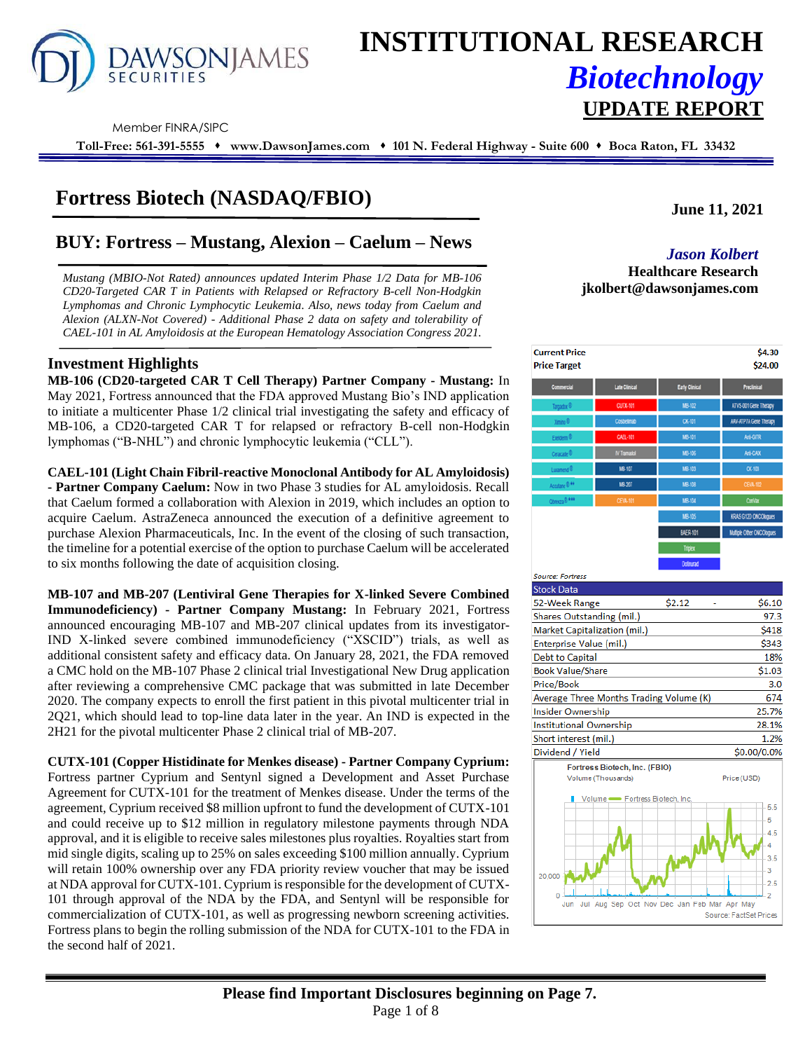# INSTITUTIONAL RESEARCH

## *Biotechnology*

## UPDATE REPORT

Member FINRA/SIPC

**Toll-Free: 561-391-5555 ♦ www.DawsonJames.com ♦ 101 N. Federal Highway - Suite 600 ♦ Boca Raton, FL 33432**

# Fortress Biotech (NASDAQ/FBIO)

**June 11, 2021**

## BUY: Fortress – Mustang, Alexion – Caelum – News

*Mustang (MBIO-Not Rated) announces updated Interim Phase 1/2 Data for MB-106 CD20-Targeted CAR T in Patients with Relapsed or Refractory B-cell Non-Hodgkin Lymphomas and Chronic Lymphocytic Leukemia. Also, news today from Caelum and Alexion (ALXN-Not Covered) - Additional Phase 2 data on safety and tolerability of CAEL-101 in AL Amyloidosis at the European Hematology Association Congress 2021.*

***Jason Kolbert***
**Healthcare Research**
**jkolbert@dawsonjames.com**

## Investment Highlights

**MB-106 (CD20-targeted CAR T Cell Therapy) Partner Company - Mustang:** In May 2021, Fortress announced that the FDA approved Mustang Bio's IND application to initiate a multicenter Phase 1/2 clinical trial investigating the safety and efficacy of MB-106, a CD20-targeted CAR T for relapsed or refractory B-cell non-Hodgkin lymphomas ("B-NHL") and chronic lymphocytic leukemia ("CLL").

**CAEL-101 (Light Chain Fibril-reactive Monoclonal Antibody for AL Amyloidosis) - Partner Company Caelum:** Now in two Phase 3 studies for AL amyloidosis. Recall that Caelum formed a collaboration with Alexion in 2019, which includes an option to acquire Caelum. AstraZeneca announced the execution of a definitive agreement to purchase Alexion Pharmaceuticals, Inc. In the event of the closing of such transaction, the timeline for a potential exercise of the option to purchase Caelum will be accelerated to six months following the date of acquisition closing.

**MB-107 and MB-207 (Lentiviral Gene Therapies for X-linked Severe Combined Immunodeficiency) - Partner Company Mustang:** In February 2021, Fortress announced encouraging MB-107 and MB-207 clinical updates from its investigator-IND X-linked severe combined immunodeficiency ("XSCID") trials, as well as additional consistent safety and efficacy data. On January 28, 2021, the FDA removed a CMC hold on the MB-107 Phase 2 clinical trial Investigational New Drug application after reviewing a comprehensive CMC package that was submitted in late December 2020. The company expects to enroll the first patient in this pivotal multicenter trial in 2Q21, which should lead to top-line data later in the year. An IND is expected in the 2H21 for the pivotal multicenter Phase 2 clinical trial of MB-207.

**CUTX-101 (Copper Histidinate for Menkes disease) - Partner Company Cyprium:** Fortress partner Cyprium and Sentynl signed a Development and Asset Purchase Agreement for CUTX-101 for the treatment of Menkes disease. Under the terms of the agreement, Cyprium received $8 million upfront to fund the development of CUTX-101 and could receive up to $12 million in regulatory milestone payments through NDA approval, and it is eligible to receive sales milestones plus royalties. Royalties start from mid single digits, scaling up to 25% on sales exceeding $100 million annually. Cyprium will retain 100% ownership over any FDA priority review voucher that may be issued at NDA approval for CUTX-101. Cyprium is responsible for the development of CUTX-101 through approval of the NDA by the FDA, and Sentynl will be responsible for commercialization of CUTX-101, as well as progressing newborn screening activities. Fortress plans to begin the rolling submission of the NDA for CUTX-101 to the FDA in the second half of 2021.

| | |
|---|---|
| **Current Price** | **$4.30** |
| **Price Target** | **$24.00** |

| Commercial | Late Clinical | Early Clinical | Preclinical |
|---|---|---|---|
| Targadox® | CUTX-101 | MB-102 | AAV-001 Gene Therapy |
| Ximino® | Cosibelimab | CK-101 | AAV-ATP7A Gene Therapy |
| Exelderm® | CAEL-101 | MB-101 | Anti-GITR |
| Ceracade® | IV Tramadol | MB-106 | Anti-CAIX |
| Luxamend® | MB-107 | MB-103 | CK-103 |
| Accutane®** | MB-207 | MB-108 | CEVA-102 |
| Qbrexza®*** | CEVA-101 | MB-104 | CoriVax |
| | | MB-105 | KRAS G12D ONCOlogues |
| | | BAER-101 | Multiple Other ONCOlogues |
| | | Triplex | |
| | | Dotinurad | |

Source: Fortress

| Stock Data | | |
|---|---|---|
| 52-Week Range | $2.12 - | $6.10 |
| Shares Outstanding (mil.) | | 97.3 |
| Market Capitalization (mil.) | | $418 |
| Enterprise Value (mil.) | | $343 |
| Debt to Capital | | 18% |
| Book Value/Share | | $1.03 |
| Price/Book | | 3.0 |
| Average Three Months Trading Volume (K) | | 674 |
| Insider Ownership | | 25.7% |
| Institutional Ownership | | 28.1% |
| Short interest (mil.) | | 1.2% |
| Dividend / Yield | | $0.00/0.0% |

Fortress Biotech, Inc. (FBIO)
Volume (Thousands) — Price (USD)
Source: FactSet Prices

**Please find Important Disclosures beginning on Page 7.**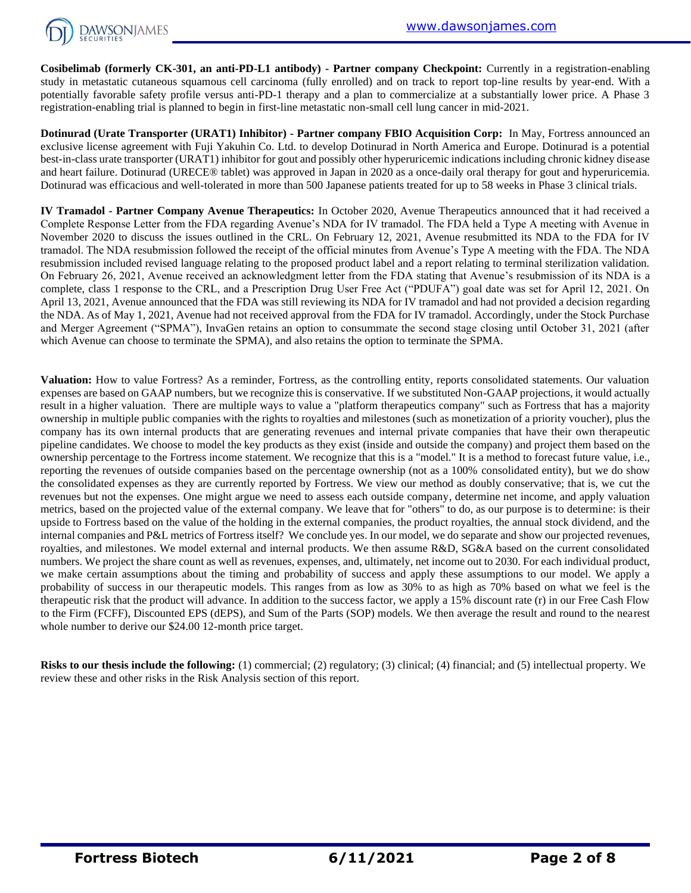**Cosibelimab (formerly CK-301, an anti-PD-L1 antibody) - Partner company Checkpoint:** Currently in a registration-enabling study in metastatic cutaneous squamous cell carcinoma (fully enrolled) and on track to report top-line results by year-end. With a potentially favorable safety profile versus anti-PD-1 therapy and a plan to commercialize at a substantially lower price. A Phase 3 registration-enabling trial is planned to begin in first-line metastatic non-small cell lung cancer in mid-2021.

**Dotinurad (Urate Transporter (URAT1) Inhibitor) - Partner company FBIO Acquisition Corp:** In May, Fortress announced an exclusive license agreement with Fuji Yakuhin Co. Ltd. to develop Dotinurad in North America and Europe. Dotinurad is a potential best-in-class urate transporter (URAT1) inhibitor for gout and possibly other hyperuricemic indications including chronic kidney disease and heart failure. Dotinurad (URECE® tablet) was approved in Japan in 2020 as a once-daily oral therapy for gout and hyperuricemia. Dotinurad was efficacious and well-tolerated in more than 500 Japanese patients treated for up to 58 weeks in Phase 3 clinical trials.

**IV Tramadol - Partner Company Avenue Therapeutics:** In October 2020, Avenue Therapeutics announced that it had received a Complete Response Letter from the FDA regarding Avenue's NDA for IV tramadol. The FDA held a Type A meeting with Avenue in November 2020 to discuss the issues outlined in the CRL. On February 12, 2021, Avenue resubmitted its NDA to the FDA for IV tramadol. The NDA resubmission followed the receipt of the official minutes from Avenue's Type A meeting with the FDA. The NDA resubmission included revised language relating to the proposed product label and a report relating to terminal sterilization validation. On February 26, 2021, Avenue received an acknowledgment letter from the FDA stating that Avenue's resubmission of its NDA is a complete, class 1 response to the CRL, and a Prescription Drug User Free Act ("PDUFA") goal date was set for April 12, 2021. On April 13, 2021, Avenue announced that the FDA was still reviewing its NDA for IV tramadol and had not provided a decision regarding the NDA. As of May 1, 2021, Avenue had not received approval from the FDA for IV tramadol. Accordingly, under the Stock Purchase and Merger Agreement ("SPMA"), InvaGen retains an option to consummate the second stage closing until October 31, 2021 (after which Avenue can choose to terminate the SPMA), and also retains the option to terminate the SPMA.

**Valuation:** How to value Fortress? As a reminder, Fortress, as the controlling entity, reports consolidated statements. Our valuation expenses are based on GAAP numbers, but we recognize this is conservative. If we substituted Non-GAAP projections, it would actually result in a higher valuation. There are multiple ways to value a "platform therapeutics company" such as Fortress that has a majority ownership in multiple public companies with the rights to royalties and milestones (such as monetization of a priority voucher), plus the company has its own internal products that are generating revenues and internal private companies that have their own therapeutic pipeline candidates. We choose to model the key products as they exist (inside and outside the company) and project them based on the ownership percentage to the Fortress income statement. We recognize that this is a "model." It is a method to forecast future value, i.e., reporting the revenues of outside companies based on the percentage ownership (not as a 100% consolidated entity), but we do show the consolidated expenses as they are currently reported by Fortress. We view our method as doubly conservative; that is, we cut the revenues but not the expenses. One might argue we need to assess each outside company, determine net income, and apply valuation metrics, based on the projected value of the external company. We leave that for "others" to do, as our purpose is to determine: is their upside to Fortress based on the value of the holding in the external companies, the product royalties, the annual stock dividend, and the internal companies and P&L metrics of Fortress itself? We conclude yes. In our model, we do separate and show our projected revenues, royalties, and milestones. We model external and internal products. We then assume R&D, SG&A based on the current consolidated numbers. We project the share count as well as revenues, expenses, and, ultimately, net income out to 2030. For each individual product, we make certain assumptions about the timing and probability of success and apply these assumptions to our model. We apply a probability of success in our therapeutic models. This ranges from as low as 30% to as high as 70% based on what we feel is the therapeutic risk that the product will advance. In addition to the success factor, we apply a 15% discount rate (r) in our Free Cash Flow to the Firm (FCFF), Discounted EPS (dEPS), and Sum of the Parts (SOP) models. We then average the result and round to the nearest whole number to derive our $24.00 12-month price target.

**Risks to our thesis include the following:** (1) commercial; (2) regulatory; (3) clinical; (4) financial; and (5) intellectual property. We review these and other risks in the Risk Analysis section of this report.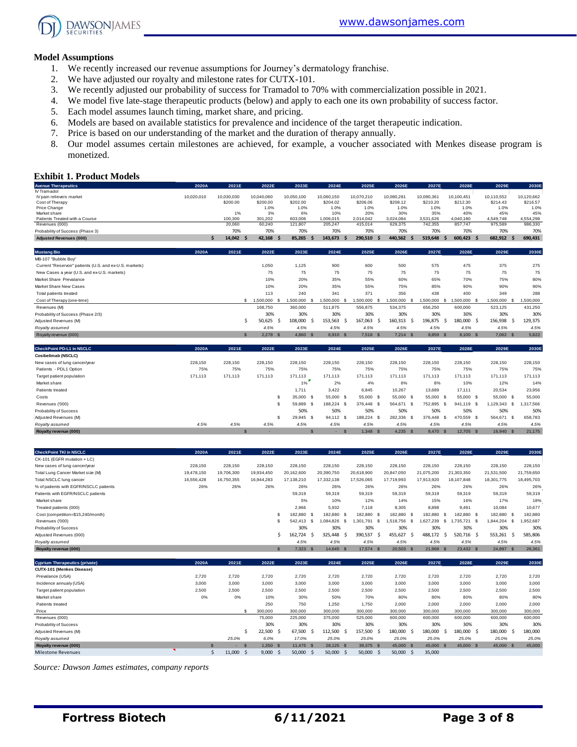## Model Assumptions

1. We recently increased our revenue assumptions for Journey's dermatology franchise.
2. We have adjusted our royalty and milestone rates for CUTX-101.
3. We recently adjusted our probability of success for Tramadol to 70% with commercialization possible in 2021.
4. We model five late-stage therapeutic products (below) and apply to each one its own probability of success factor.
5. Each model assumes launch timing, market share, and pricing.
6. Models are based on available statistics for prevalence and incidence of the target therapeutic indication.
7. Price is based on our understanding of the market and the duration of therapy annually.
8. Our model assumes certain milestones are achieved, for example, a voucher associated with Menkes disease program is monetized.

## Exhibit 1. Product Models

| Avenue Therapeutics | 2020A | 2021E | 2022E | 2023E | 2024E | 2025E | 2026E | 2027E | 2028E | 2029E | 2030E |
|---|---|---|---|---|---|---|---|---|---|---|---|
| IV Tramadol | | | | | | | | | | | |
| IV pain relievers market | 10,020,010 | 10,030,030 | 10,040,060 | 10,050,100 | 10,060,150 | 10,070,210 | 10,080,281 | 10,090,361 | 10,100,451 | 10,110,552 | 10,120,662 |
| Cost of Therapy | | $200.00 | $200.00 | $202.00 | $204.02 | $206.06 | $208.12 | $210.20 | $212.30 | $214.43 | $216.57 |
| Price Change | | | 1.0% | 1.0% | 1.0% | 1.0% | 1.0% | 1.0% | 1.0% | 1.0% | 1.0% |
| Market share | | 1% | 3% | 6% | 10% | 20% | 30% | 35% | 40% | 45% | 45% |
| Patients Treated with a Course | | 100,300 | 301,202 | 603,006 | 1,006,015 | 2,014,042 | 3,024,084 | 3,531,626 | 4,040,180 | 4,549,748 | 4,554,298 |
| Revenues (000) | | 20,060 | 60,240 | 121,807 | 205,247 | 415,014 | 629,375 | 742,355 | 857,747 | 975,589 | 986,330 |
| Probability of Success (Phase 3) | | 70% | 70% | 70% | 70% | 70% | 70% | 70% | 70% | 70% | 70% |
| Adjusted Revenues (000) | | $ 14,042 | $ 42,168 | $ 85,265 | $ 143,673 | $ 290,510 | $ 440,562 | $ 519,648 | $ 600,423 | $ 682,912 | $ 690,431 |

| Mustang Bio | 2020A | 2021E | 2022E | 2023E | 2024E | 2025E | 2026E | 2027E | 2028E | 2029E | 2030E |
|---|---|---|---|---|---|---|---|---|---|---|---|
| MB-107 "Bubble Boy" | | | | | | | | | | | |
| Current "Reservoir" patients (U.S. and ex-U.S. markets) | | | 1,050 | 1,125 | 900 | 600 | 500 | 575 | 475 | 375 | 275 |
| New Cases a year (U.S. and ex-U.S. markets) | | | 75 | 75 | 75 | 75 | 75 | 75 | 75 | 75 | 75 |
| Market Share Prevalance | | | 10% | 20% | 35% | 55% | 60% | 65% | 70% | 75% | 80% |
| Market Share New Cases | | | 10% | 20% | 35% | 55% | 75% | 85% | 90% | 90% | 90% |
| Total patients treated | | | 113 | 240 | 341 | 371 | 356 | 438 | 400 | 349 | 288 |
| Cost of Therapy (one-time) | | | $ 1,500,000 | $ 1,500,000 | $ 1,500,000 | $ 1,500,000 | $ 1,500,000 | $ 1,500,000 | $ 1,500,000 | $ 1,500,000 | $ 1,500,000 |
| Revenues (M) | | | 168,750 | 360,000 | 511,875 | 556,875 | 534,375 | 656,250 | 600,000 | 523,125 | 431,250 |
| Probability of Success (Phase 2/3) | | | 30% | 30% | 30% | 30% | 30% | 30% | 30% | 30% | 30% |
| Adjusted Revenues (M) | | | $ 50,625 | $ 108,000 | $ 153,563 | $ 167,063 | $ 160,313 | $ 196,875 | $ 180,000 | $ 156,938 | $ 129,375 |
| *Royalty assumed* | | | *4.5%* | *4.5%* | *4.5%* | *4.5%* | *4.5%* | *4.5%* | *4.5%* | *4.5%* | *4.5%* |
| Royalty revenue (000) | | | $ 2,278 | $ 4,860 | $ 6,910 | $ 7,518 | $ 7,214 | $ 8,859 | $ 8,100 | $ 7,062 | $ 5,822 |

| CheckPoint PD-L1 in NSCLC | 2020A | 2021E | 2022E | 2023E | 2024E | 2025E | 2026E | 2027E | 2028E | 2029E | 2030E |
|---|---|---|---|---|---|---|---|---|---|---|---|
| Cosibelimab (NSCLC) | | | | | | | | | | | |
| New cases of lung cancer/year | 228,150 | 228,150 | 228,150 | 228,150 | 228,150 | 228,150 | 228,150 | 228,150 | 228,150 | 228,150 | 228,150 |
| Patients - PDL1 Option | 75% | 75% | 75% | 75% | 75% | 75% | 75% | 75% | 75% | 75% | 75% |
| Target patient population | 171,113 | 171,113 | 171,113 | 171,113 | 171,113 | 171,113 | 171,113 | 171,113 | 171,113 | 171,113 | 171,113 |
| Market share | | | | 1% | 2% | 4% | 6% | 8% | 10% | 12% | 14% |
| Patients treated | | | | 1,711 | 3,422 | 6,845 | 10,267 | 13,689 | 17,111 | 20,534 | 23,956 |
| Costs | | | | $ 35,000 | $ 55,000 | $ 55,000 | $ 55,000 | $ 55,000 | $ 55,000 | $ 55,000 | $ 55,000 |
| Revenues ('000) | | | | $ 59,889 | $ 188,224 | $ 376,448 | $ 564,671 | $ 752,895 | $ 941,119 | $ 1,129,343 | $ 1,317,566 |
| Probability of Success | | | | 50% | 50% | 50% | 50% | 50% | 50% | 50% | 50% |
| Adjusted Revenues (M) | | | | $ 29,945 | $ 94,112 | $ 188,224 | $ 282,336 | $ 376,448 | $ 470,559 | $ 564,671 | $ 658,783 |
| *Royalty assumed* | *4.5%* | *4.5%* | *4.5%* | *4.5%* | *4.5%* | *4.5%* | *4.5%* | *4.5%* | *4.5%* | *4.5%* | *4.5%* |
| Royalty revenue (000) | | $ - | | $ - | $ 1,348 | $ 4,235 | $ 8,470 | $ 12,705 | $ 16,940 | $ 21,175 | |

| CheckPoint TKI in NSCLC | 2020A | 2021E | 2022E | 2023E | 2024E | 2025E | 2026E | 2027E | 2028E | 2029E | 2030E |
|---|---|---|---|---|---|---|---|---|---|---|---|
| CK-101 (EGFR mutation + LC) | | | | | | | | | | | |
| New cases of lung cancer/year | 228,150 | 228,150 | 228,150 | 228,150 | 228,150 | 228,150 | 228,150 | 228,150 | 228,150 | 228,150 | 228,150 |
| Total Lung Cancer Market size (M) | 19,478,150 | 19,706,300 | 19,934,450 | 20,162,600 | 20,390,750 | 20,618,900 | 20,847,050 | 21,075,200 | 21,303,350 | 21,531,500 | 21,759,650 |
| Total NSCLC lung cancer | 16,556,428 | 16,750,355 | 16,944,283 | 17,138,210 | 17,332,138 | 17,526,065 | 17,719,993 | 17,913,920 | 18,107,848 | 18,301,775 | 18,495,703 |
| % of patients with EGFR/NSCLC patients | 26% | 26% | 26% | 26% | 26% | 26% | 26% | 26% | 26% | 26% | 26% |
| Patients with EGFR/NSCLC patients | | | | 59,319 | 59,319 | 59,319 | 59,319 | 59,319 | 59,319 | 59,319 | 59,319 |
| Market share | | | | 5% | 10% | 12% | 14% | 15% | 16% | 17% | 18% |
| Treated patients (000) | | | | 2,966 | 5,932 | 7,118 | 8,305 | 8,898 | 9,491 | 10,084 | 10,677 |
| Cost (competition=$15,240/month) | | | | $ 182,880 | $ 182,880 | $ 182,880 | $ 182,880 | $ 182,880 | $ 182,880 | $ 182,880 | $ 182,880 |
| Revenues ('000) | | | | $ 542,413 | $ 1,084,826 | $ 1,301,791 | $ 1,518,756 | $ 1,627,239 | $ 1,735,721 | $ 1,844,204 | $ 1,952,687 |
| Probability of Success | | | | 30% | 30% | 30% | 30% | 30% | 30% | 30% | 30% |
| Adjusted Revenues (000) | | | | $ 162,724 | $ 325,448 | $ 390,537 | $ 455,627 | $ 488,172 | $ 520,716 | $ 553,261 | $ 585,806 |
| *Royalty assumed* | | | | *4.5%* | *4.5%* | *4.5%* | *4.5%* | *4.5%* | *4.5%* | *4.5%* | *4.5%* |
| Royalty revenue (000) | | | | $ 7,323 | $ 14,645 | $ 17,574 | $ 20,503 | $ 21,968 | $ 23,432 | $ 24,897 | $ 26,361 |

| Cyprium Therapeutics (private) | 2020A | 2021E | 2022E | 2023E | 2024E | 2025E | 2026E | 2027E | 2028E | 2029E | 2030E |
|---|---|---|---|---|---|---|---|---|---|---|---|
| CUTX-101 (Menkes Disease) | | | | | | | | | | | |
| Prevalance (USA) | 2,720 | 2,720 | 2,720 | 2,720 | 2,720 | 2,720 | 2,720 | 2,720 | 2,720 | 2,720 | 2,720 |
| Incidence annualy (USA) | 3,000 | 3,000 | 3,000 | 3,000 | 3,000 | 3,000 | 3,000 | 3,000 | 3,000 | 3,000 | 3,000 |
| Target patient population | 2,500 | 2,500 | 2,500 | 2,500 | 2,500 | 2,500 | 2,500 | 2,500 | 2,500 | 2,500 | 2,500 |
| Market share | 0% | 0% | 10% | 30% | 50% | 70% | 80% | 80% | 80% | 80% | 80% |
| Patients treated | | | 250 | 750 | 1,250 | 1,750 | 2,000 | 2,000 | 2,000 | 2,000 | 2,000 |
| Price | | | $ 300,000 | 300,000 | 300,000 | 300,000 | 300,000 | 300,000 | 300,000 | 300,000 | 300,000 |
| Revenues (000) | | | 75,000 | 225,000 | 375,000 | 525,000 | 600,000 | 600,000 | 600,000 | 600,000 | 600,000 |
| Probability of Success | | | 30% | 30% | 30% | 30% | 30% | 30% | 30% | 30% | 30% |
| Adjusted Revenues (M) | | | $ 22,500 | $ 67,500 | $ 112,500 | $ 157,500 | $ 180,000 | $ 180,000 | $ 180,000 | $ 180,000 | $ 180,000 |
| *Royalty assumed* | | *25.0%* | *6.0%* | *17.0%* | *25.0%* | *25.0%* | *25.0%* | *25.0%* | *25.0%* | *25.0%* | *25.0%* |
| Royalty revenue (000) | | $ - | $ 1,350 | $ 11,475 | $ 28,125 | $ 39,375 | $ 45,000 | $ 45,000 | $ 45,000 | $ 45,000 | $ 45,000 |
| Milestone Revenues | | $ 11,000 | $ 9,000 | $ 50,000 | $ 50,000 | $ 50,000 | $ 50,000 | 35,000 | | | |

*Source: Dawson James estimates, company reports*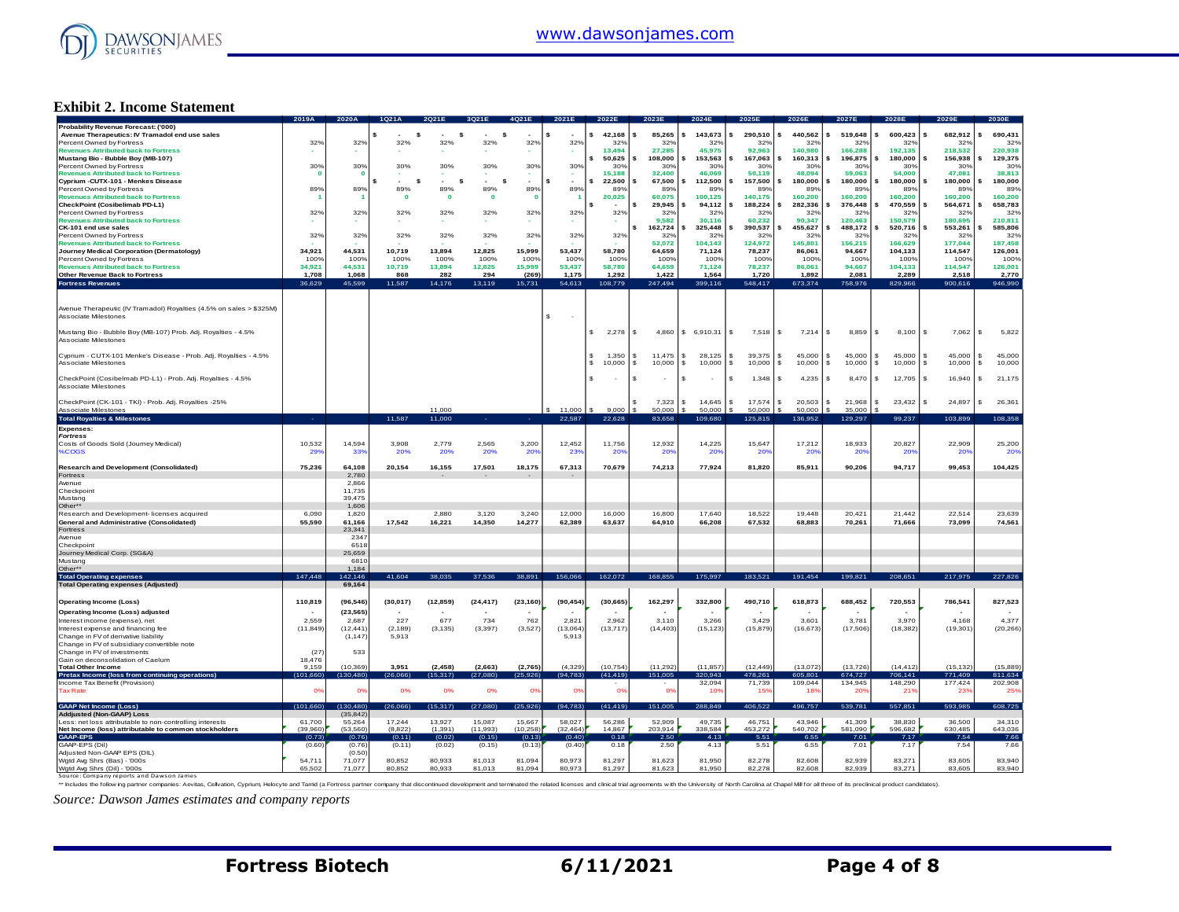## Exhibit 2. Income Statement

| | 2019A | 2020A | 1Q21A | 2Q21E | 3Q21E | 4Q21E | 2021E | 2022E | 2023E | 2024E | 2025E | 2026E | 2027E | 2028E | 2029E | 2030E |
|---|---|---|---|---|---|---|---|---|---|---|---|---|---|---|---|---|
| **Probability Revenue Forecast: ('000)** | | | | | | | | | | | | | | | | |
| Avenue Therapeutics: IV Tramadol end use sales | | | $ - | $ - | $ - | $ - | $ - | $ 42,168 | $ 85,265 | $ 143,673 | $ 290,510 | $ 440,562 | $ 519,648 | $ 600,423 | $ 682,912 | $ 690,431 |
| Percent Owned by Fortress | 32% | 32% | 32% | 32% | 32% | 32% | 32% | 32% | 32% | 32% | 32% | 32% | 32% | 32% | 32% | 32% |
| Revenues Attributed back to Fortress | - | - | - | - | - | - | - | 13,494 | 27,285 | 45,975 | 92,963 | 140,980 | 166,288 | 192,135 | 218,532 | 220,938 |
| **Mustang Bio - Bubble Boy (MB-107)** | | | | | | | | $ 50,625 | $ 108,000 | $ 153,563 | $ 167,063 | $ 160,313 | $ 196,875 | $ 180,000 | $ 156,938 | $ 129,375 |
| Percent Owned by Fortress | 30% | 30% | 30% | 30% | 30% | 30% | 30% | 30% | 30% | 30% | 30% | 30% | 30% | 30% | 30% | 30% |
| Revenues Attributed back to Fortress | 0 | 0 | - | - | - | - | - | 15,188 | 32,400 | 46,069 | 50,119 | 48,094 | 59,063 | 54,000 | 47,081 | 38,813 |
| **Cyprium -CUTX-101 - Menkes Disease** | | | $ - | $ - | $ - | $ - | $ - | $ 22,500 | $ 67,500 | $ 112,500 | $ 157,500 | $ 180,000 | $ 180,000 | $ 180,000 | $ 180,000 | $ 180,000 |
| Percent Owned by Fortress | 89% | 89% | 89% | 89% | 89% | 89% | 89% | 89% | 89% | 89% | 89% | 89% | 89% | 89% | 89% | 89% |
| Revenues Attributed back to Fortress | 1 | 1 | 0 | 0 | 0 | 0 | 1 | 20,025 | 60,075 | 100,125 | 140,175 | 160,200 | 160,200 | 160,200 | 160,200 | 160,200 |
| **CheckPoint (Cosibelimab PD-L1)** | | | | | | | | $ - | $ 29,945 | $ 94,112 | $ 188,224 | $ 282,336 | $ 376,448 | $ 470,559 | $ 564,671 | $ 658,783 |
| Percent Owned by Fortress | 32% | 32% | 32% | 32% | 32% | 32% | 32% | 32% | 32% | 32% | 32% | 32% | 32% | 32% | 32% | 32% |
| Revenues Attributed back to Fortress | - | - | - | - | - | - | - | - | 9,582 | 30,116 | 60,232 | 90,347 | 120,463 | 150,579 | 180,695 | 210,811 |
| **CK-101 end use sales** | | | | | | | | | $ 162,724 | $ 325,448 | $ 390,537 | $ 455,627 | $ 488,172 | $ 520,716 | $ 553,261 | $ 585,806 |
| Percent Owned by Fortress | 32% | 32% | 32% | 32% | 32% | 32% | 32% | 32% | 32% | 32% | 32% | 32% | 32% | 32% | 32% | 32% |
| Revenues Attributed back to Fortress | - | - | - | - | - | - | - | - | 52,072 | 104,143 | 124,972 | 145,801 | 156,215 | 166,629 | 177,044 | 187,458 |
| **Journey Medical Corporation (Dermatology)** | 34,921 | 44,531 | 10,719 | 13,894 | 12,825 | 15,999 | 53,437 | 58,780 | 64,659 | 71,124 | 78,237 | 86,061 | 94,667 | 104,133 | 114,547 | 126,001 |
| Percent Owned by Fortress | 100% | 100% | 100% | 100% | 100% | 100% | 100% | 100% | 100% | 100% | 100% | 100% | 100% | 100% | 100% | 100% |
| Revenues Attributed back to Fortress | 34,921 | 44,531 | 10,719 | 13,894 | 12,825 | 15,999 | 53,437 | 58,780 | 64,659 | 71,124 | 78,237 | 86,061 | 94,667 | 104,133 | 114,547 | 126,001 |
| **Other Revenue Back to Fortress** | 1,708 | 1,068 | 868 | 282 | 294 | (269) | 1,175 | 1,292 | 1,422 | 1,564 | 1,720 | 1,892 | 2,081 | 2,289 | 2,518 | 2,770 |
| **Fortress Revenues** | 36,629 | 45,599 | 11,587 | 14,176 | 13,119 | 15,731 | 54,613 | 108,779 | 247,494 | 399,116 | 548,417 | 673,374 | 758,976 | 829,966 | 900,616 | 946,990 |
| | | | | | | | | | | | | | | | | |
| Avenue Therapeutic (IV Tramadol) Royalties (4.5% on sales > $325M) | | | | | | | | | | | | | | | | |
| Associate Milestones | | | | | | | $ - | | | | | | | | | |
| Mustang Bio - Bubble Boy (MB-107) Prob. Adj. Royalties - 4.5% | | | | | | | | $ 2,278 | $ 4,860 | $ 6,910.31 | $ 7,518 | $ 7,214 | $ 8,859 | $ 8,100 | $ 7,062 | $ 5,822 |
| Associate Milestones | | | | | | | | | | | | | | | | |
| Cyprium - CUTX-101 Menke's Disease - Prob. Adj. Royalties - 4.5% | | | | | | | | $ 1,350 | $ 11,475 | $ 28,125 | $ 39,375 | $ 45,000 | $ 45,000 | $ 45,000 | $ 45,000 | $ 45,000 |
| Associate Milestones | | | | | | | | $ 10,000 | $ 10,000 | $ 10,000 | $ 10,000 | $ 10,000 | $ 10,000 | $ 10,000 | $ 10,000 | $ 10,000 |
| CheckPoint (Cosibelimab PD-L1) - Prob. Adj. Royalties - 4.5% | | | | | | | | $ - | $ - | $ - | $ 1,348 | $ 4,235 | $ 8,470 | $ 12,705 | $ 16,940 | $ 21,175 |
| Associate Milestones | | | | | | | | | | | | | | | | |
| CheckPoint (CK-101 - TKI) - Prob. Adj. Royalties -25% | | | | | | | | | $ 7,323 | $ 14,645 | $ 17,574 | $ 20,503 | $ 21,968 | $ 23,432 | $ 24,897 | $ 26,361 |
| Associate Milestones | | | | 11,000 | | | $ 11,000 | $ 9,000 | $ 50,000 | $ 50,000 | $ 50,000 | $ 50,000 | $ 35,000 | $ - | | |
| **Total Royalties & Milestones** | - | | 11,587 | 11,000 | - | - | 22,587 | 22,628 | 83,658 | 109,680 | 125,815 | 136,952 | 129,297 | 99,237 | 103,899 | 108,358 |
| **Expenses:** | | | | | | | | | | | | | | | | |
| ***Fortress*** | | | | | | | | | | | | | | | | |
| Costs of Goods Sold (Journey Medical) | 10,532 | 14,594 | 3,908 | 2,779 | 2,565 | 3,200 | 12,452 | 11,756 | 12,932 | 14,225 | 15,647 | 17,212 | 18,933 | 20,827 | 22,909 | 25,200 |
| %COGS | 29% | 33% | 20% | 20% | 20% | 20% | 23% | 20% | 20% | 20% | 20% | 20% | 20% | 20% | 20% | 20% |
| **Research and Development (Consolidated)** | 75,236 | 64,108 | 20,154 | 16,155 | 17,501 | 18,175 | 67,313 | 70,679 | 74,213 | 77,924 | 81,820 | 85,911 | 90,206 | 94,717 | 99,453 | 104,425 |
| Fortress | | 2,780 | | - | - | - | - | | | | | | | | | |
| Avenue | | 2,866 | | | | | | | | | | | | | | |
| Checkpoint | | 11,735 | | | | | | | | | | | | | | |
| Mustang | | 39,475 | | | | | | | | | | | | | | |
| Other** | | 1,606 | | | | | | | | | | | | | | |
| Research and Development- licenses acquired | 6,090 | 1,820 | | 2,880 | 3,120 | 3,240 | 12,000 | 16,000 | 16,800 | 17,640 | 18,522 | 19,448 | 20,421 | 21,442 | 22,514 | 23,639 |
| **General and Administrative (Consolidated)** | 55,590 | 61,166 | 17,542 | 16,221 | 14,350 | 14,277 | 62,389 | 63,637 | 64,910 | 66,208 | 67,532 | 68,883 | 70,261 | 71,666 | 73,099 | 74,561 |
| Fortress | | 23,341 | | | | | | | | | | | | | | |
| Avenue | | 2347 | | | | | | | | | | | | | | |
| Checkpoint | | 6518 | | | | | | | | | | | | | | |
| Journey Medical Corp. (SG&A) | | 25,659 | | | | | | | | | | | | | | |
| Mustang | | 6810 | | | | | | | | | | | | | | |
| Other** | | 1,184 | | | | | | | | | | | | | | |
| **Total Operating expenses** | 147,448 | 142,146 | 41,604 | 38,035 | 37,536 | 38,891 | 156,066 | 162,072 | 168,855 | 175,997 | 183,521 | 191,454 | 199,821 | 208,651 | 217,975 | 227,826 |
| **Total Operating expenses (Adjusted)** | | 69,164 | | | | | | | | | | | | | | |
| **Operating Income (Loss)** | 110,819 | (96,546) | (30,017) | (12,859) | (24,417) | (23,160) | (90,454) | (30,665) | 162,297 | 332,800 | 490,710 | 618,873 | 688,452 | 720,553 | 786,541 | 827,523 |
| **Operating Income (Loss) adjusted** | - | (23,565) | - | - | - | - | - | - | - | - | - | - | - | - | - | - |
| Interest income (expense), net | 2,559 | 2,687 | 227 | 677 | 734 | 762 | 2,821 | 2,962 | 3,110 | 3,266 | 3,429 | 3,601 | 3,781 | 3,970 | 4,168 | 4,377 |
| Interest expense and financing fee | (11,849) | (12,441) | (2,189) | (3,135) | (3,397) | (3,527) | (13,064) | (13,717) | (14,403) | (15,123) | (15,879) | (16,673) | (17,506) | (18,382) | (19,301) | (20,266) |
| Change in FV of derivative liability | | (1,147) | 5,913 | | | | 5,913 | | | | | | | | | |
| Change in FV of subsidiary convertible note | | | | | | | | | | | | | | | | |
| Change in FV of investments | (27) | 533 | | | | | | | | | | | | | | |
| Gain on deconsolidation of Caelum | 18,476 | | | | | | | | | | | | | | | |
| **Total Other Income** | 9,159 | (10,369) | 3,951 | (2,458) | (2,663) | (2,765) | (4,329) | (10,754) | (11,292) | (11,857) | (12,449) | (13,072) | (13,726) | (14,412) | (15,132) | (15,889) |
| **Pretax Income (loss from continuing operations)** | (101,660) | (130,480) | (26,066) | (15,317) | (27,080) | (25,926) | (94,783) | (41,419) | 151,005 | 320,943 | 478,261 | 605,801 | 674,727 | 706,141 | 771,409 | 811,634 |
| Income Tax Benefit (Provision) | | | | | | | | - | - | 32,094 | 71,739 | 109,044 | 134,945 | 148,290 | 177,424 | 202,908 |
| Tax Rate | 0% | 0% | 0% | 0% | 0% | 0% | 0% | 0% | 0% | 10% | 15% | 18% | 20% | 21% | 23% | 25% |
| **GAAP Net Income (Loss)** | (101,660) | (130,480) | (26,066) | (15,317) | (27,080) | (25,926) | (94,783) | (41,419) | 151,005 | 288,849 | 406,522 | 496,757 | 539,781 | 557,851 | 593,985 | 608,725 |
| **Addjusted (Non-GAAP) Loss** | | (35,842) | | | | | | | | | | | | | | |
| Less: net loss attributable to non-controlling interests | 61,700 | 55,264 | 17,244 | 13,927 | 15,087 | 15,667 | 58,027 | 56,286 | 52,909 | 49,735 | 46,751 | 43,946 | 41,309 | 38,830 | 36,500 | 34,310 |
| **Net Income (loss) attributable to common stockholders** | (39,960) | (53,560) | (8,822) | (1,391) | (11,993) | (10,258) | (32,464) | 14,867 | 203,914 | 338,584 | 453,272 | 540,702 | 581,090 | 596,682 | 630,485 | 643,036 |
| **GAAP-EPS** | (0.73) | (0.76) | (0.11) | (0.02) | (0.15) | (0.13) | (0.40) | 0.18 | 2.50 | 4.13 | 5.51 | 6.55 | 7.01 | 7.17 | 7.54 | 7.66 |
| GAAP-EPS (Dil) | (0.60) | (0.76) | (0.11) | (0.02) | (0.15) | (0.13) | (0.40) | 0.18 | 2.50 | 4.13 | 5.51 | 6.55 | 7.01 | 7.17 | 7.54 | 7.66 |
| Adjusted Non-GAAP EPS (DIL) | | (0.50) | | | | | | | | | | | | | | |
| Wgtd Avg Shrs (Bas) - '000s | 54,711 | 71,077 | 80,852 | 80,933 | 81,013 | 81,094 | 80,973 | 81,297 | 81,623 | 81,950 | 82,278 | 82,608 | 82,939 | 83,271 | 83,605 | 83,940 |
| Wgtd Avg Shrs (Dil) - '000s | 65,502 | 71,077 | 80,852 | 80,933 | 81,013 | 81,094 | 80,973 | 81,297 | 81,623 | 81,950 | 82,278 | 82,608 | 82,939 | 83,271 | 83,605 | 83,940 |

Source: Company reports and Dawson James

** Includes the following partner companies: Aevitas, Cellvation, Cyprium, Helocyte and Tamid (a Fortress partner company that discontinued development and terminated the related licenses and clinical trial agreements with the University of North Carolina at Chapel Hill for all three of its preclinical product candidates).

*Source: Dawson James estimates and company reports*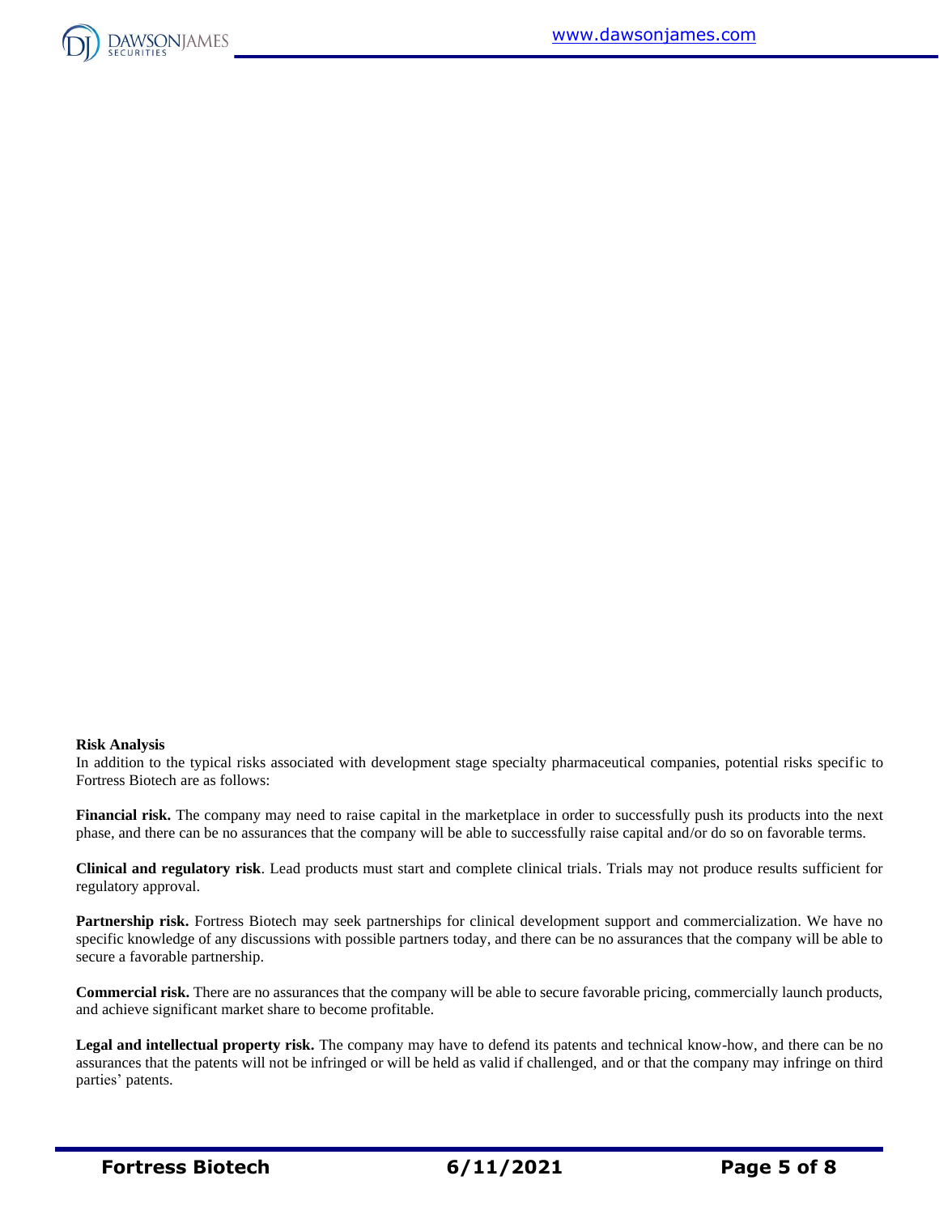**Risk Analysis**

In addition to the typical risks associated with development stage specialty pharmaceutical companies, potential risks specific to Fortress Biotech are as follows:

**Financial risk.** The company may need to raise capital in the marketplace in order to successfully push its products into the next phase, and there can be no assurances that the company will be able to successfully raise capital and/or do so on favorable terms.

**Clinical and regulatory risk**. Lead products must start and complete clinical trials. Trials may not produce results sufficient for regulatory approval.

**Partnership risk.** Fortress Biotech may seek partnerships for clinical development support and commercialization. We have no specific knowledge of any discussions with possible partners today, and there can be no assurances that the company will be able to secure a favorable partnership.

**Commercial risk.** There are no assurances that the company will be able to secure favorable pricing, commercially launch products, and achieve significant market share to become profitable.

**Legal and intellectual property risk.** The company may have to defend its patents and technical know-how, and there can be no assurances that the patents will not be infringed or will be held as valid if challenged, and or that the company may infringe on third parties' patents.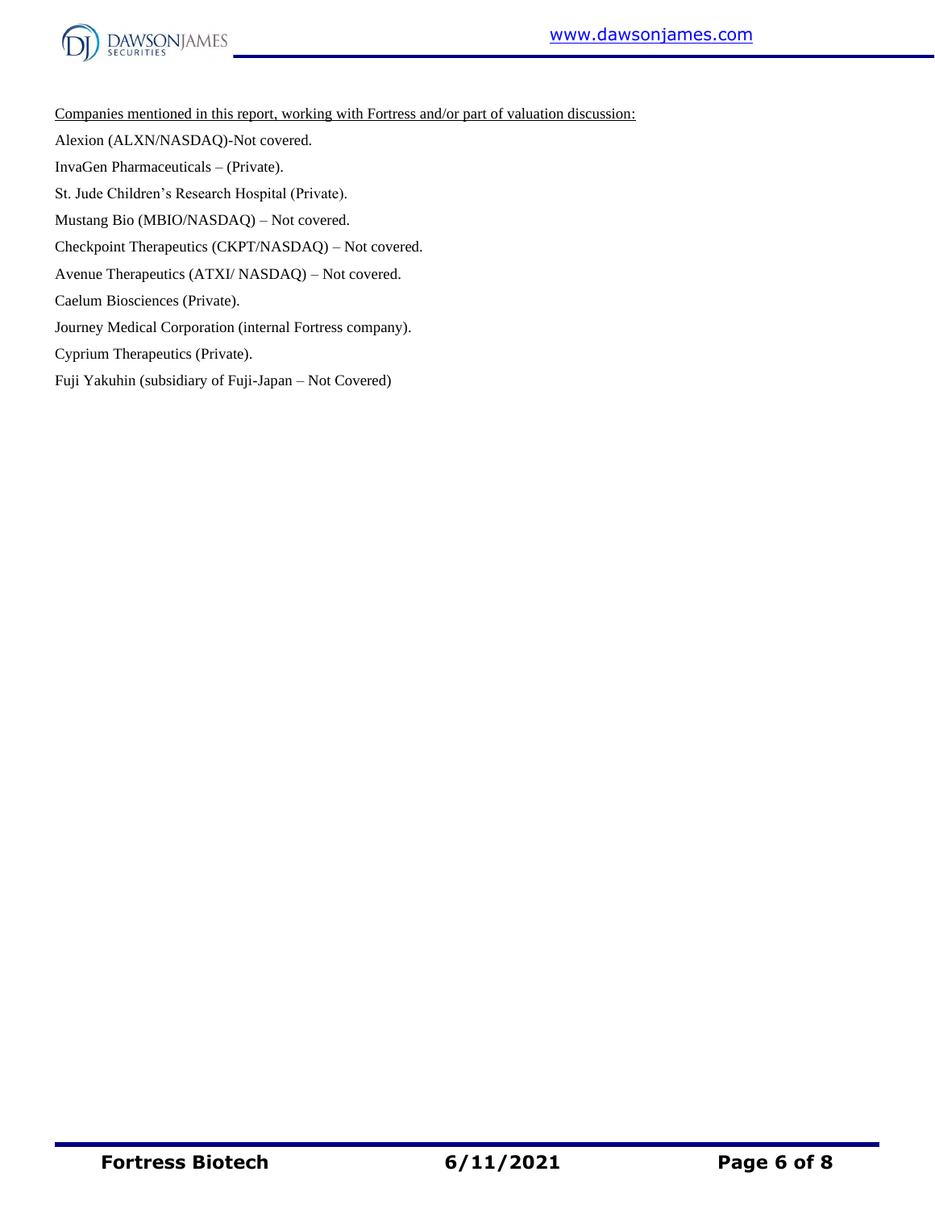<u>Companies mentioned in this report, working with Fortress and/or part of valuation discussion:</u>

Alexion (ALXN/NASDAQ)-Not covered.

InvaGen Pharmaceuticals – (Private).

St. Jude Children's Research Hospital (Private).

Mustang Bio (MBIO/NASDAQ) – Not covered.

Checkpoint Therapeutics (CKPT/NASDAQ) – Not covered.

Avenue Therapeutics (ATXI/ NASDAQ) – Not covered.

Caelum Biosciences (Private).

Journey Medical Corporation (internal Fortress company).

Cyprium Therapeutics (Private).

Fuji Yakuhin (subsidiary of Fuji-Japan – Not Covered)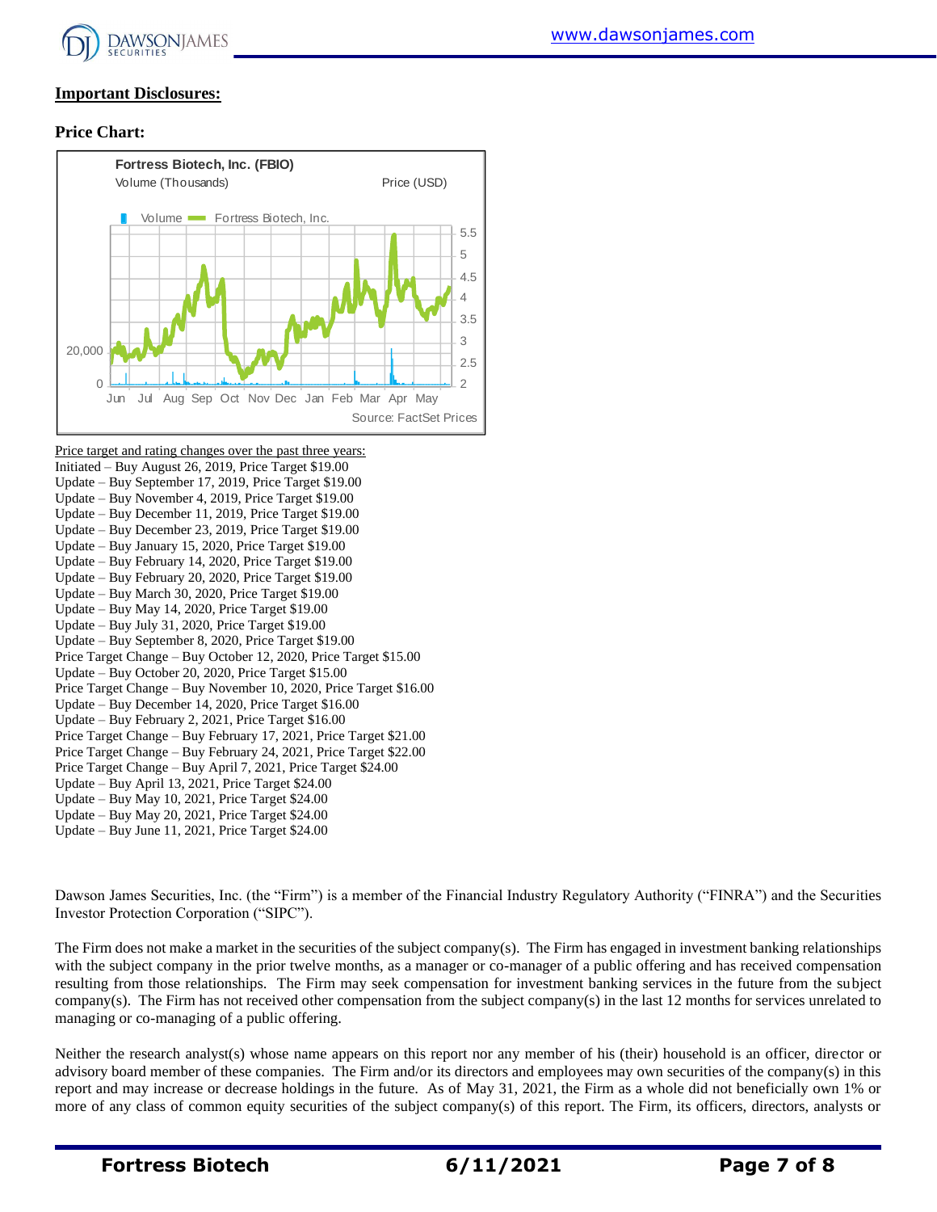**Important Disclosures:**

**Price Chart:**

Price target and rating changes over the past three years:

Initiated – Buy August 26, 2019, Price Target $19.00
Update – Buy September 17, 2019, Price Target $19.00
Update – Buy November 4, 2019, Price Target $19.00
Update – Buy December 11, 2019, Price Target $19.00
Update – Buy December 23, 2019, Price Target $19.00
Update – Buy January 15, 2020, Price Target $19.00
Update – Buy February 14, 2020, Price Target $19.00
Update – Buy February 20, 2020, Price Target $19.00
Update – Buy March 30, 2020, Price Target $19.00
Update – Buy May 14, 2020, Price Target $19.00
Update – Buy July 31, 2020, Price Target $19.00
Update – Buy September 8, 2020, Price Target $19.00
Price Target Change – Buy October 12, 2020, Price Target $15.00
Update – Buy October 20, 2020, Price Target $15.00
Price Target Change – Buy November 10, 2020, Price Target $16.00
Update – Buy December 14, 2020, Price Target $16.00
Update – Buy February 2, 2021, Price Target $16.00
Price Target Change – Buy February 17, 2021, Price Target $21.00
Price Target Change – Buy February 24, 2021, Price Target $22.00
Price Target Change – Buy April 7, 2021, Price Target $24.00
Update – Buy April 13, 2021, Price Target $24.00
Update – Buy May 10, 2021, Price Target $24.00
Update – Buy May 20, 2021, Price Target $24.00
Update – Buy June 11, 2021, Price Target $24.00

Dawson James Securities, Inc. (the "Firm") is a member of the Financial Industry Regulatory Authority ("FINRA") and the Securities Investor Protection Corporation ("SIPC").

The Firm does not make a market in the securities of the subject company(s). The Firm has engaged in investment banking relationships with the subject company in the prior twelve months, as a manager or co-manager of a public offering and has received compensation resulting from those relationships. The Firm may seek compensation for investment banking services in the future from the subject company(s). The Firm has not received other compensation from the subject company(s) in the last 12 months for services unrelated to managing or co-managing of a public offering.

Neither the research analyst(s) whose name appears on this report nor any member of his (their) household is an officer, director or advisory board member of these companies. The Firm and/or its directors and employees may own securities of the company(s) in this report and may increase or decrease holdings in the future. As of May 31, 2021, the Firm as a whole did not beneficially own 1% or more of any class of common equity securities of the subject company(s) of this report. The Firm, its officers, directors, analysts or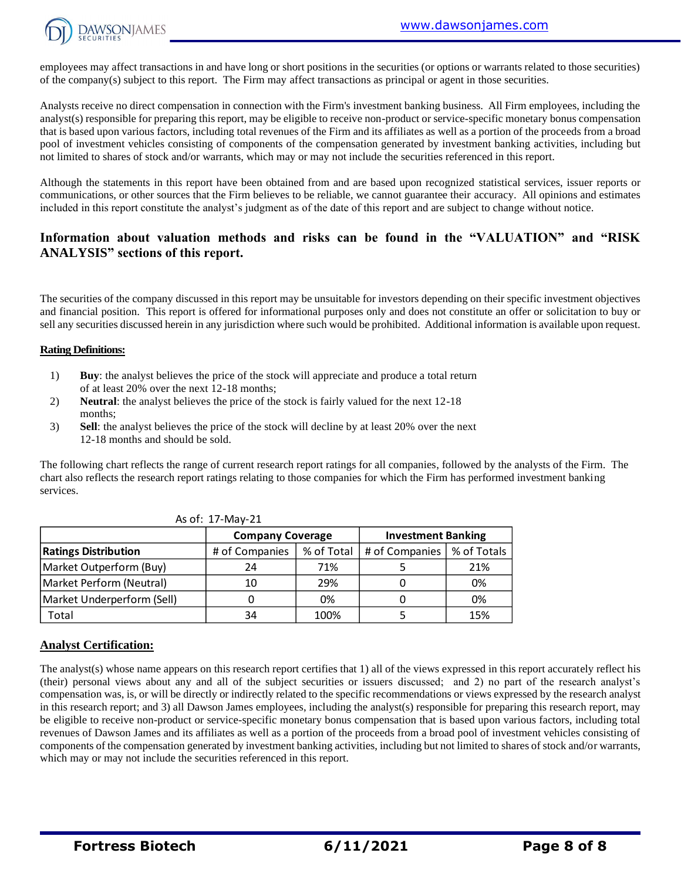employees may affect transactions in and have long or short positions in the securities (or options or warrants related to those securities) of the company(s) subject to this report. The Firm may affect transactions as principal or agent in those securities.

Analysts receive no direct compensation in connection with the Firm's investment banking business. All Firm employees, including the analyst(s) responsible for preparing this report, may be eligible to receive non-product or service-specific monetary bonus compensation that is based upon various factors, including total revenues of the Firm and its affiliates as well as a portion of the proceeds from a broad pool of investment vehicles consisting of components of the compensation generated by investment banking activities, including but not limited to shares of stock and/or warrants, which may or may not include the securities referenced in this report.

Although the statements in this report have been obtained from and are based upon recognized statistical services, issuer reports or communications, or other sources that the Firm believes to be reliable, we cannot guarantee their accuracy. All opinions and estimates included in this report constitute the analyst's judgment as of the date of this report and are subject to change without notice.

**Information about valuation methods and risks can be found in the "VALUATION" and "RISK ANALYSIS" sections of this report.**

The securities of the company discussed in this report may be unsuitable for investors depending on their specific investment objectives and financial position. This report is offered for informational purposes only and does not constitute an offer or solicitation to buy or sell any securities discussed herein in any jurisdiction where such would be prohibited. Additional information is available upon request.

**Rating Definitions:**

1) **Buy**: the analyst believes the price of the stock will appreciate and produce a total return of at least 20% over the next 12-18 months;
2) **Neutral**: the analyst believes the price of the stock is fairly valued for the next 12-18 months;
3) **Sell**: the analyst believes the price of the stock will decline by at least 20% over the next 12-18 months and should be sold.

The following chart reflects the range of current research report ratings for all companies, followed by the analysts of the Firm. The chart also reflects the research report ratings relating to those companies for which the Firm has performed investment banking services.

As of: 17-May-21

| | Company Coverage | | Investment Banking | |
|---|---|---|---|---|
| **Ratings Distribution** | # of Companies | % of Total | # of Companies | % of Totals |
| Market Outperform (Buy) | 24 | 71% | 5 | 21% |
| Market Perform (Neutral) | 10 | 29% | 0 | 0% |
| Market Underperform (Sell) | 0 | 0% | 0 | 0% |
| Total | 34 | 100% | 5 | 15% |

**Analyst Certification:**

The analyst(s) whose name appears on this research report certifies that 1) all of the views expressed in this report accurately reflect his (their) personal views about any and all of the subject securities or issuers discussed; and 2) no part of the research analyst's compensation was, is, or will be directly or indirectly related to the specific recommendations or views expressed by the research analyst in this research report; and 3) all Dawson James employees, including the analyst(s) responsible for preparing this research report, may be eligible to receive non-product or service-specific monetary bonus compensation that is based upon various factors, including total revenues of Dawson James and its affiliates as well as a portion of the proceeds from a broad pool of investment vehicles consisting of components of the compensation generated by investment banking activities, including but not limited to shares of stock and/or warrants, which may or may not include the securities referenced in this report.